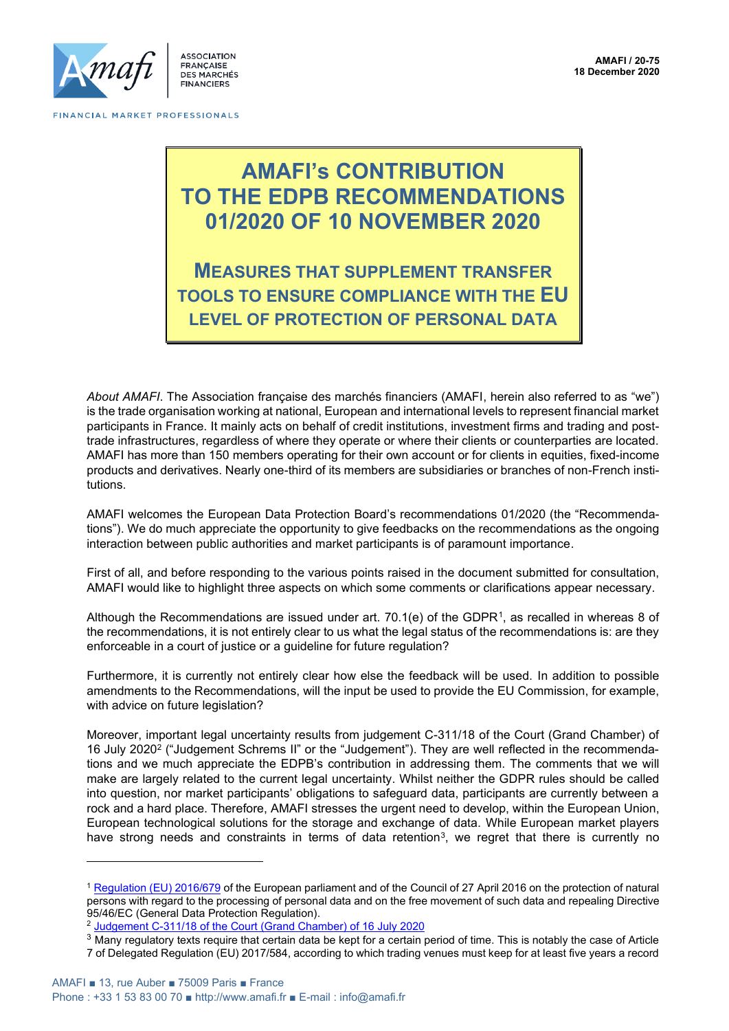AMAFI / 20-75
18 December 2020

# AMAFI's CONTRIBUTION TO THE EDPB RECOMMENDATIONS 01/2020 OF 10 NOVEMBER 2020

## MEASURES THAT SUPPLEMENT TRANSFER TOOLS TO ENSURE COMPLIANCE WITH THE EU LEVEL OF PROTECTION OF PERSONAL DATA

*About AMAFI*. The Association française des marchés financiers (AMAFI, herein also referred to as "we") is the trade organisation working at national, European and international levels to represent financial market participants in France. It mainly acts on behalf of credit institutions, investment firms and trading and post-trade infrastructures, regardless of where they operate or where their clients or counterparties are located. AMAFI has more than 150 members operating for their own account or for clients in equities, fixed-income products and derivatives. Nearly one-third of its members are subsidiaries or branches of non-French institutions.

AMAFI welcomes the European Data Protection Board's recommendations 01/2020 (the "Recommendations"). We do much appreciate the opportunity to give feedbacks on the recommendations as the ongoing interaction between public authorities and market participants is of paramount importance.

First of all, and before responding to the various points raised in the document submitted for consultation, AMAFI would like to highlight three aspects on which some comments or clarifications appear necessary.

Although the Recommendations are issued under art. 70.1(e) of the GDPR[1], as recalled in whereas 8 of the recommendations, it is not entirely clear to us what the legal status of the recommendations is: are they enforceable in a court of justice or a guideline for future regulation?

Furthermore, it is currently not entirely clear how else the feedback will be used. In addition to possible amendments to the Recommendations, will the input be used to provide the EU Commission, for example, with advice on future legislation?

Moreover, important legal uncertainty results from judgement C-311/18 of the Court (Grand Chamber) of 16 July 2020[2] ("Judgement Schrems II" or the "Judgement"). They are well reflected in the recommendations and we much appreciate the EDPB's contribution in addressing them. The comments that we will make are largely related to the current legal uncertainty. Whilst neither the GDPR rules should be called into question, nor market participants' obligations to safeguard data, participants are currently between a rock and a hard place. Therefore, AMAFI stresses the urgent need to develop, within the European Union, European technological solutions for the storage and exchange of data. While European market players have strong needs and constraints in terms of data retention[3], we regret that there is currently no

---

[1] Regulation (EU) 2016/679 of the European parliament and of the Council of 27 April 2016 on the protection of natural persons with regard to the processing of personal data and on the free movement of such data and repealing Directive 95/46/EC (General Data Protection Regulation).

[2] Judgement C-311/18 of the Court (Grand Chamber) of 16 July 2020

[3] Many regulatory texts require that certain data be kept for a certain period of time. This is notably the case of Article 7 of Delegated Regulation (EU) 2017/584, according to which trading venues must keep for at least five years a record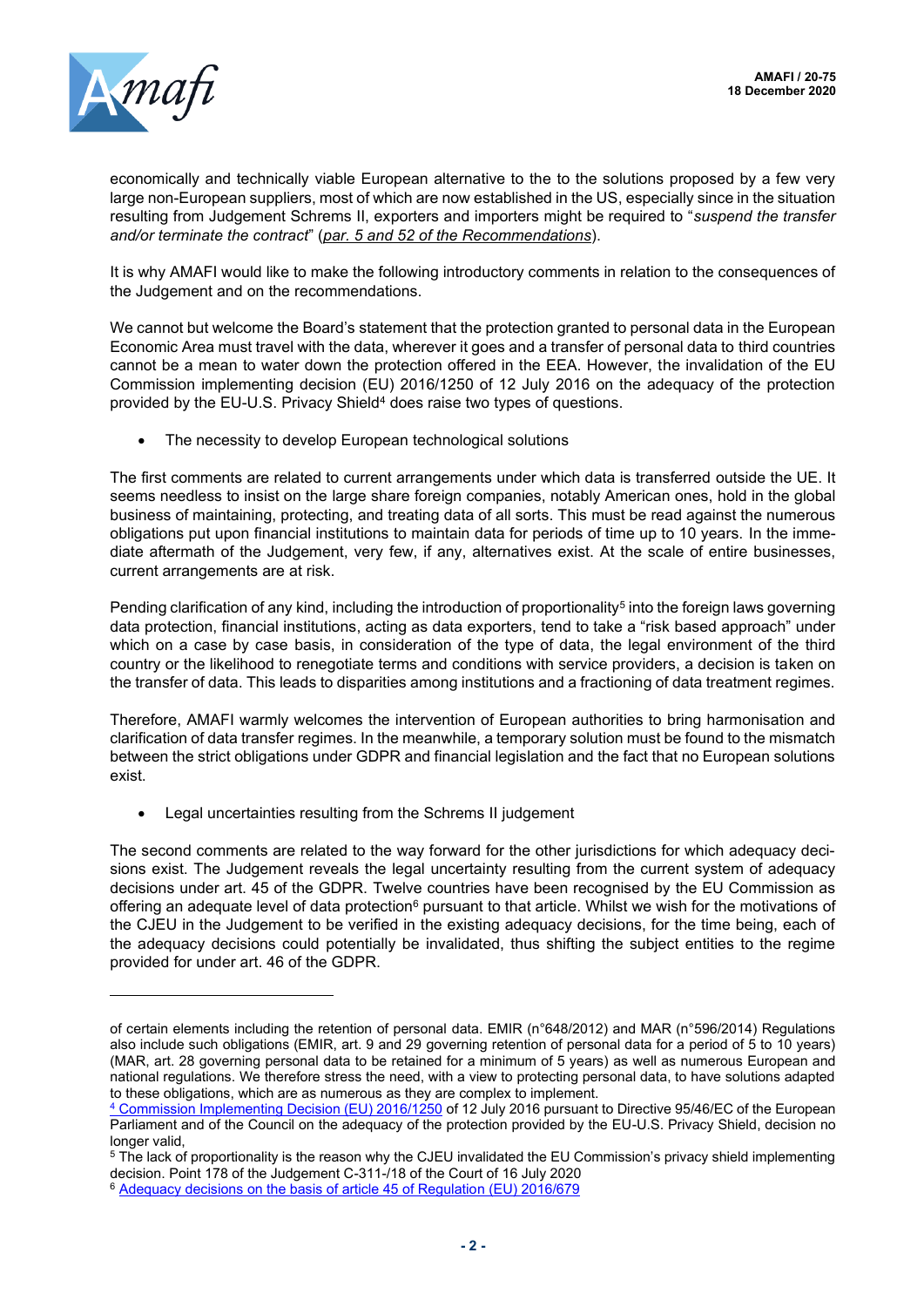economically and technically viable European alternative to the to the solutions proposed by a few very large non-European suppliers, most of which are now established in the US, especially since in the situation resulting from Judgement Schrems II, exporters and importers might be required to "*suspend the transfer and/or terminate the contract*" (*par. 5 and 52 of the Recommendations*).

It is why AMAFI would like to make the following introductory comments in relation to the consequences of the Judgement and on the recommendations.

We cannot but welcome the Board's statement that the protection granted to personal data in the European Economic Area must travel with the data, wherever it goes and a transfer of personal data to third countries cannot be a mean to water down the protection offered in the EEA. However, the invalidation of the EU Commission implementing decision (EU) 2016/1250 of 12 July 2016 on the adequacy of the protection provided by the EU-U.S. Privacy Shield[4] does raise two types of questions.

- The necessity to develop European technological solutions

The first comments are related to current arrangements under which data is transferred outside the UE. It seems needless to insist on the large share foreign companies, notably American ones, hold in the global business of maintaining, protecting, and treating data of all sorts. This must be read against the numerous obligations put upon financial institutions to maintain data for periods of time up to 10 years. In the immediate aftermath of the Judgement, very few, if any, alternatives exist. At the scale of entire businesses, current arrangements are at risk.

Pending clarification of any kind, including the introduction of proportionality[5] into the foreign laws governing data protection, financial institutions, acting as data exporters, tend to take a "risk based approach" under which on a case by case basis, in consideration of the type of data, the legal environment of the third country or the likelihood to renegotiate terms and conditions with service providers, a decision is taken on the transfer of data. This leads to disparities among institutions and a fractioning of data treatment regimes.

Therefore, AMAFI warmly welcomes the intervention of European authorities to bring harmonisation and clarification of data transfer regimes. In the meanwhile, a temporary solution must be found to the mismatch between the strict obligations under GDPR and financial legislation and the fact that no European solutions exist.

- Legal uncertainties resulting from the Schrems II judgement

The second comments are related to the way forward for the other jurisdictions for which adequacy decisions exist. The Judgement reveals the legal uncertainty resulting from the current system of adequacy decisions under art. 45 of the GDPR. Twelve countries have been recognised by the EU Commission as offering an adequate level of data protection[6] pursuant to that article. Whilst we wish for the motivations of the CJEU in the Judgement to be verified in the existing adequacy decisions, for the time being, each of the adequacy decisions could potentially be invalidated, thus shifting the subject entities to the regime provided for under art. 46 of the GDPR.

---

of certain elements including the retention of personal data. EMIR (n°648/2012) and MAR (n°596/2014) Regulations also include such obligations (EMIR, art. 9 and 29 governing retention of personal data for a period of 5 to 10 years) (MAR, art. 28 governing personal data to be retained for a minimum of 5 years) as well as numerous European and national regulations. We therefore stress the need, with a view to protecting personal data, to have solutions adapted to these obligations, which are as numerous as they are complex to implement.

[4] Commission Implementing Decision (EU) 2016/1250 of 12 July 2016 pursuant to Directive 95/46/EC of the European Parliament and of the Council on the adequacy of the protection provided by the EU-U.S. Privacy Shield, decision no longer valid,

[5] The lack of proportionality is the reason why the CJEU invalidated the EU Commission's privacy shield implementing decision. Point 178 of the Judgement C-311-/18 of the Court of 16 July 2020

[6] Adequacy decisions on the basis of article 45 of Regulation (EU) 2016/679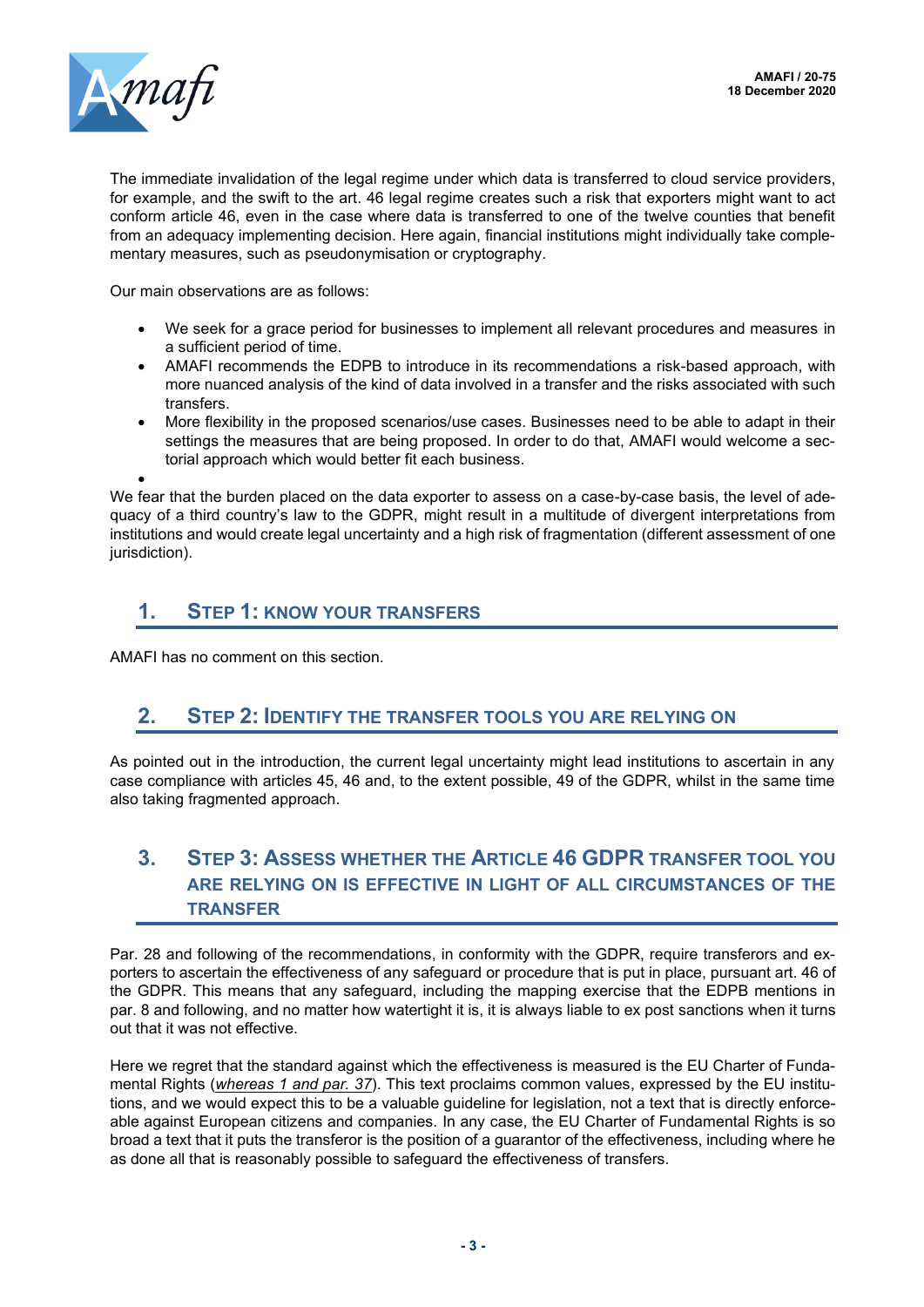The immediate invalidation of the legal regime under which data is transferred to cloud service providers, for example, and the swift to the art. 46 legal regime creates such a risk that exporters might want to act conform article 46, even in the case where data is transferred to one of the twelve counties that benefit from an adequacy implementing decision. Here again, financial institutions might individually take complementary measures, such as pseudonymisation or cryptography.

Our main observations are as follows:

- We seek for a grace period for businesses to implement all relevant procedures and measures in a sufficient period of time.
- AMAFI recommends the EDPB to introduce in its recommendations a risk-based approach, with more nuanced analysis of the kind of data involved in a transfer and the risks associated with such transfers.
- More flexibility in the proposed scenarios/use cases. Businesses need to be able to adapt in their settings the measures that are being proposed. In order to do that, AMAFI would welcome a sectorial approach which would better fit each business.
- 

We fear that the burden placed on the data exporter to assess on a case-by-case basis, the level of adequacy of a third country's law to the GDPR, might result in a multitude of divergent interpretations from institutions and would create legal uncertainty and a high risk of fragmentation (different assessment of one jurisdiction).

## 1. Step 1: Know your transfers

AMAFI has no comment on this section.

## 2. Step 2: Identify the transfer tools you are relying on

As pointed out in the introduction, the current legal uncertainty might lead institutions to ascertain in any case compliance with articles 45, 46 and, to the extent possible, 49 of the GDPR, whilst in the same time also taking fragmented approach.

## 3. Step 3: Assess whether the Article 46 GDPR transfer tool you are relying on is effective in light of all circumstances of the transfer

Par. 28 and following of the recommendations, in conformity with the GDPR, require transferors and exporters to ascertain the effectiveness of any safeguard or procedure that is put in place, pursuant art. 46 of the GDPR. This means that any safeguard, including the mapping exercise that the EDPB mentions in par. 8 and following, and no matter how watertight it is, it is always liable to ex post sanctions when it turns out that it was not effective.

Here we regret that the standard against which the effectiveness is measured is the EU Charter of Fundamental Rights (*whereas 1 and par. 37*). This text proclaims common values, expressed by the EU institutions, and we would expect this to be a valuable guideline for legislation, not a text that is directly enforceable against European citizens and companies. In any case, the EU Charter of Fundamental Rights is so broad a text that it puts the transferor is the position of a guarantor of the effectiveness, including where he as done all that is reasonably possible to safeguard the effectiveness of transfers.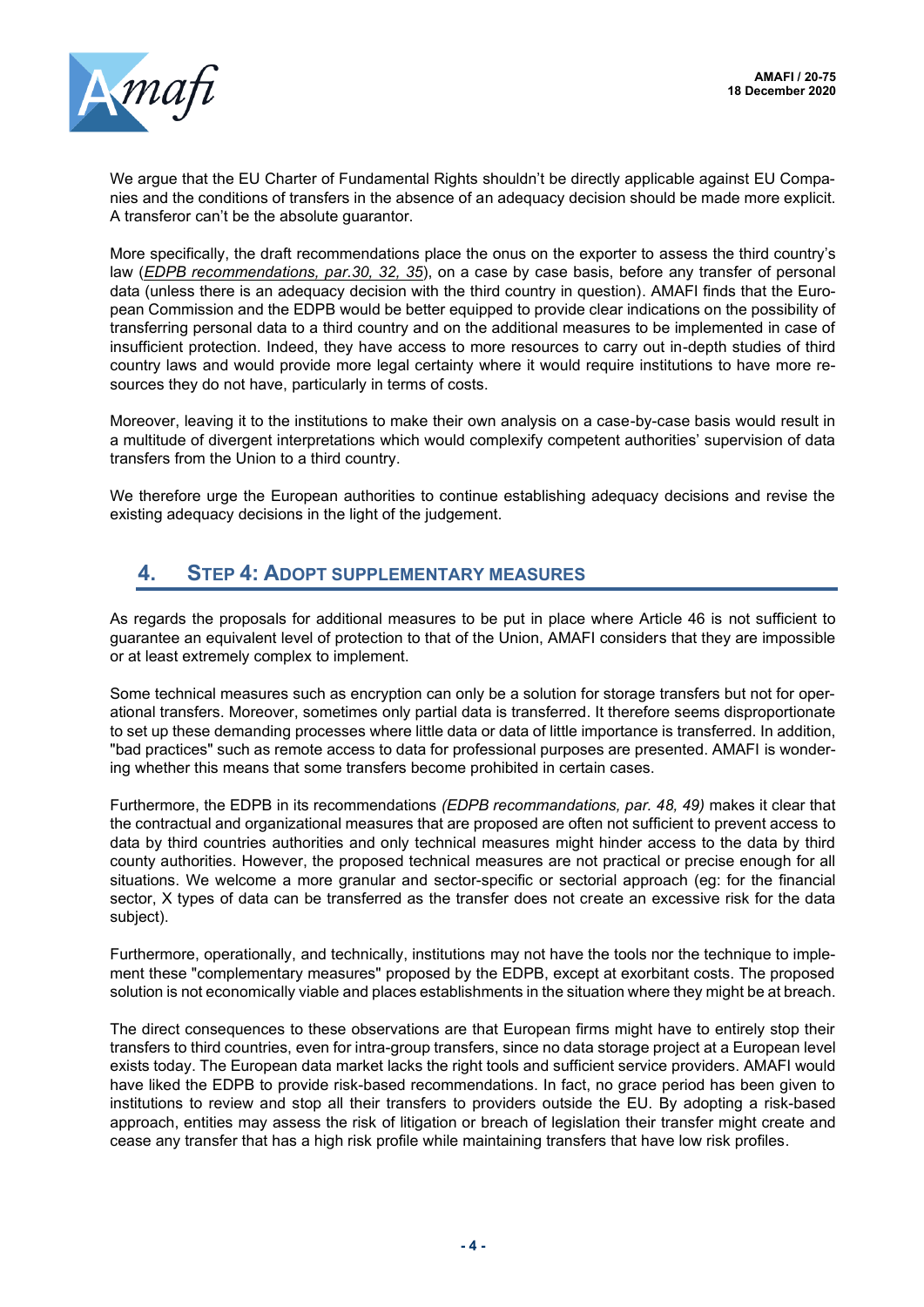We argue that the EU Charter of Fundamental Rights shouldn't be directly applicable against EU Companies and the conditions of transfers in the absence of an adequacy decision should be made more explicit. A transferor can't be the absolute guarantor.

More specifically, the draft recommendations place the onus on the exporter to assess the third country's law (*EDPB recommendations, par.30, 32, 35*), on a case by case basis, before any transfer of personal data (unless there is an adequacy decision with the third country in question). AMAFI finds that the European Commission and the EDPB would be better equipped to provide clear indications on the possibility of transferring personal data to a third country and on the additional measures to be implemented in case of insufficient protection. Indeed, they have access to more resources to carry out in-depth studies of third country laws and would provide more legal certainty where it would require institutions to have more resources they do not have, particularly in terms of costs.

Moreover, leaving it to the institutions to make their own analysis on a case-by-case basis would result in a multitude of divergent interpretations which would complexify competent authorities' supervision of data transfers from the Union to a third country.

We therefore urge the European authorities to continue establishing adequacy decisions and revise the existing adequacy decisions in the light of the judgement.

## 4. Step 4: Adopt supplementary measures

As regards the proposals for additional measures to be put in place where Article 46 is not sufficient to guarantee an equivalent level of protection to that of the Union, AMAFI considers that they are impossible or at least extremely complex to implement.

Some technical measures such as encryption can only be a solution for storage transfers but not for operational transfers. Moreover, sometimes only partial data is transferred. It therefore seems disproportionate to set up these demanding processes where little data or data of little importance is transferred. In addition, "bad practices" such as remote access to data for professional purposes are presented. AMAFI is wondering whether this means that some transfers become prohibited in certain cases.

Furthermore, the EDPB in its recommendations *(EDPB recommandations, par. 48, 49)* makes it clear that the contractual and organizational measures that are proposed are often not sufficient to prevent access to data by third countries authorities and only technical measures might hinder access to the data by third county authorities. However, the proposed technical measures are not practical or precise enough for all situations. We welcome a more granular and sector-specific or sectorial approach (eg: for the financial sector, X types of data can be transferred as the transfer does not create an excessive risk for the data subject).

Furthermore, operationally, and technically, institutions may not have the tools nor the technique to implement these "complementary measures" proposed by the EDPB, except at exorbitant costs. The proposed solution is not economically viable and places establishments in the situation where they might be at breach.

The direct consequences to these observations are that European firms might have to entirely stop their transfers to third countries, even for intra-group transfers, since no data storage project at a European level exists today. The European data market lacks the right tools and sufficient service providers. AMAFI would have liked the EDPB to provide risk-based recommendations. In fact, no grace period has been given to institutions to review and stop all their transfers to providers outside the EU. By adopting a risk-based approach, entities may assess the risk of litigation or breach of legislation their transfer might create and cease any transfer that has a high risk profile while maintaining transfers that have low risk profiles.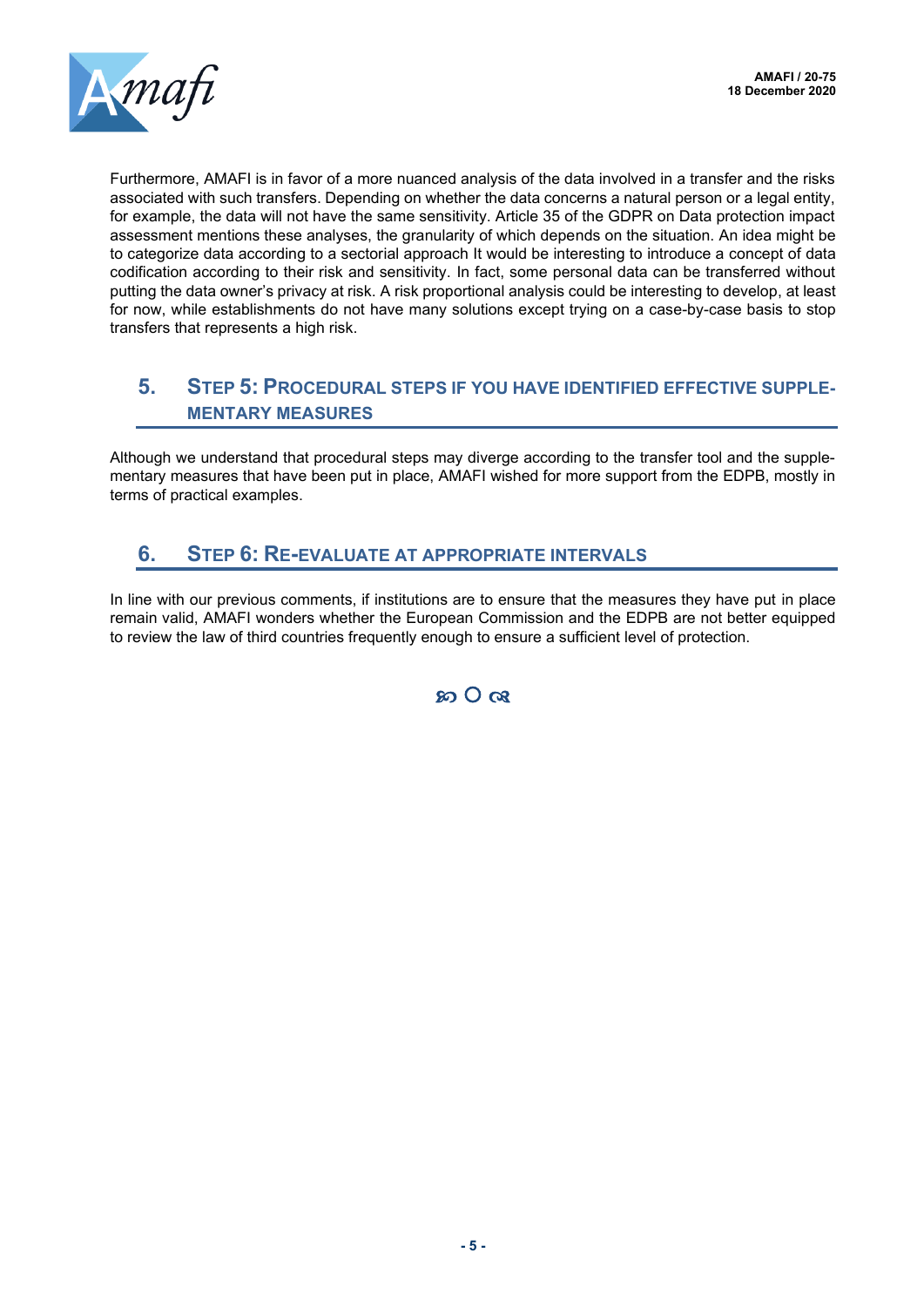Furthermore, AMAFI is in favor of a more nuanced analysis of the data involved in a transfer and the risks associated with such transfers. Depending on whether the data concerns a natural person or a legal entity, for example, the data will not have the same sensitivity. Article 35 of the GDPR on Data protection impact assessment mentions these analyses, the granularity of which depends on the situation. An idea might be to categorize data according to a sectorial approach It would be interesting to introduce a concept of data codification according to their risk and sensitivity. In fact, some personal data can be transferred without putting the data owner's privacy at risk. A risk proportional analysis could be interesting to develop, at least for now, while establishments do not have many solutions except trying on a case-by-case basis to stop transfers that represents a high risk.

## 5. Step 5: Procedural steps if you have identified effective supplementary measures

Although we understand that procedural steps may diverge according to the transfer tool and the supplementary measures that have been put in place, AMAFI wished for more support from the EDPB, mostly in terms of practical examples.

## 6. Step 6: Re-evaluate at appropriate intervals

In line with our previous comments, if institutions are to ensure that the measures they have put in place remain valid, AMAFI wonders whether the European Commission and the EDPB are not better equipped to review the law of third countries frequently enough to ensure a sufficient level of protection.

ꟾ O ꟾ